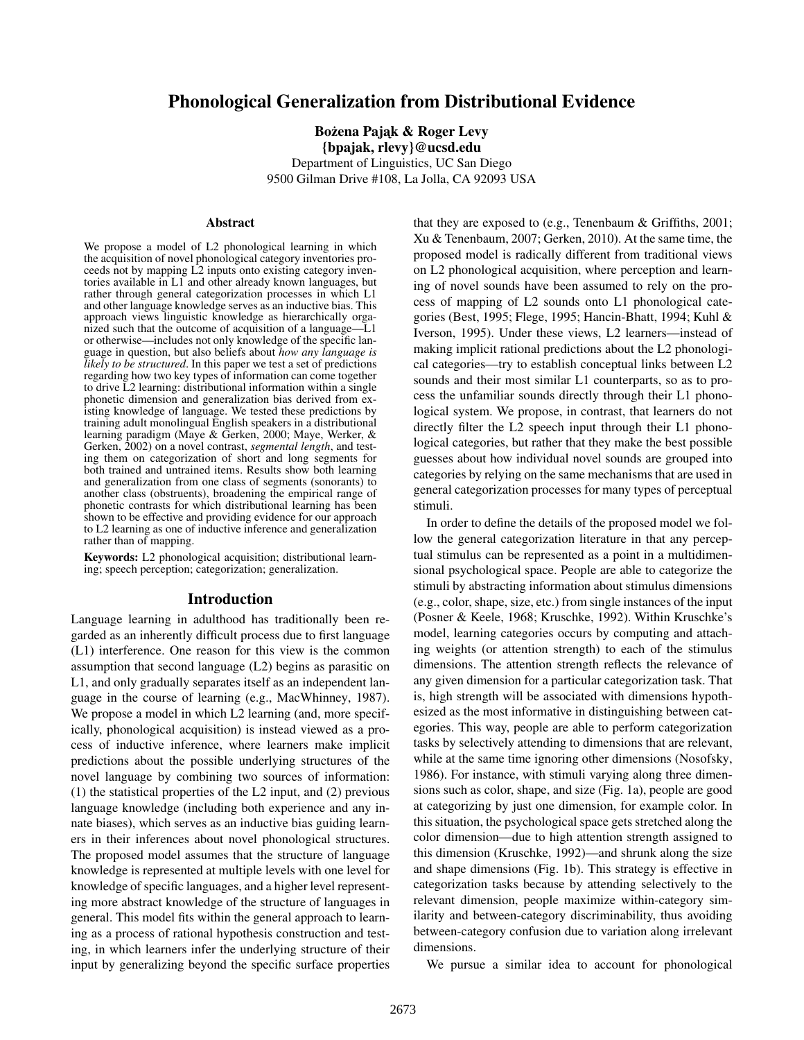# Phonological Generalization from Distributional Evidence

**Bożena Pająk & Roger Levy**
**{bpajak, rlevy}@ucsd.edu**
Department of Linguistics, UC San Diego
9500 Gilman Drive #108, La Jolla, CA 92093 USA

## Abstract

We propose a model of L2 phonological learning in which the acquisition of novel phonological category inventories proceeds not by mapping L2 inputs onto existing category inventories available in L1 and other already known languages, but rather through general categorization processes in which L1 and other language knowledge serves as an inductive bias. This approach views linguistic knowledge as hierarchically organized such that the outcome of acquisition of a language—L1 or otherwise—includes not only knowledge of the specific language in question, but also beliefs about *how any language is likely to be structured*. In this paper we test a set of predictions regarding how two key types of information can come together to drive L2 learning: distributional information within a single phonetic dimension and generalization bias derived from existing knowledge of language. We tested these predictions by training adult monolingual English speakers in a distributional learning paradigm (Maye & Gerken, 2000; Maye, Werker, & Gerken, 2002) on a novel contrast, *segmental length*, and testing them on categorization of short and long segments for both trained and untrained items. Results show both learning and generalization from one class of segments (sonorants) to another class (obstruents), broadening the empirical range of phonetic contrasts for which distributional learning has been shown to be effective and providing evidence for our approach to L2 learning as one of inductive inference and generalization rather than of mapping.

**Keywords:** L2 phonological acquisition; distributional learning; speech perception; categorization; generalization.

## Introduction

Language learning in adulthood has traditionally been regarded as an inherently difficult process due to first language (L1) interference. One reason for this view is the common assumption that second language (L2) begins as parasitic on L1, and only gradually separates itself as an independent language in the course of learning (e.g., MacWhinney, 1987). We propose a model in which L2 learning (and, more specifically, phonological acquisition) is instead viewed as a process of inductive inference, where learners make implicit predictions about the possible underlying structures of the novel language by combining two sources of information: (1) the statistical properties of the L2 input, and (2) previous language knowledge (including both experience and any innate biases), which serves as an inductive bias guiding learners in their inferences about novel phonological structures. The proposed model assumes that the structure of language knowledge is represented at multiple levels with one level for knowledge of specific languages, and a higher level representing more abstract knowledge of the structure of languages in general. This model fits within the general approach to learning as a process of rational hypothesis construction and testing, in which learners infer the underlying structure of their input by generalizing beyond the specific surface properties that they are exposed to (e.g., Tenenbaum & Griffiths, 2001; Xu & Tenenbaum, 2007; Gerken, 2010). At the same time, the proposed model is radically different from traditional views on L2 phonological acquisition, where perception and learning of novel sounds have been assumed to rely on the process of mapping of L2 sounds onto L1 phonological categories (Best, 1995; Flege, 1995; Hancin-Bhatt, 1994; Kuhl & Iverson, 1995). Under these views, L2 learners—instead of making implicit rational predictions about the L2 phonological categories—try to establish conceptual links between L2 sounds and their most similar L1 counterparts, so as to process the unfamiliar sounds directly through their L1 phonological system. We propose, in contrast, that learners do not directly filter the L2 speech input through their L1 phonological categories, but rather that they make the best possible guesses about how individual novel sounds are grouped into categories by relying on the same mechanisms that are used in general categorization processes for many types of perceptual stimuli.

In order to define the details of the proposed model we follow the general categorization literature in that any perceptual stimulus can be represented as a point in a multidimensional psychological space. People are able to categorize the stimuli by abstracting information about stimulus dimensions (e.g., color, shape, size, etc.) from single instances of the input (Posner & Keele, 1968; Kruschke, 1992). Within Kruschke's model, learning categories occurs by computing and attaching weights (or attention strength) to each of the stimulus dimensions. The attention strength reflects the relevance of any given dimension for a particular categorization task. That is, high strength will be associated with dimensions hypothesized as the most informative in distinguishing between categories. This way, people are able to perform categorization tasks by selectively attending to dimensions that are relevant, while at the same time ignoring other dimensions (Nosofsky, 1986). For instance, with stimuli varying along three dimensions such as color, shape, and size (Fig. 1a), people are good at categorizing by just one dimension, for example color. In this situation, the psychological space gets stretched along the color dimension—due to high attention strength assigned to this dimension (Kruschke, 1992)—and shrunk along the size and shape dimensions (Fig. 1b). This strategy is effective in categorization tasks because by attending selectively to the relevant dimension, people maximize within-category similarity and between-category discriminability, thus avoiding between-category confusion due to variation along irrelevant dimensions.

We pursue a similar idea to account for phonological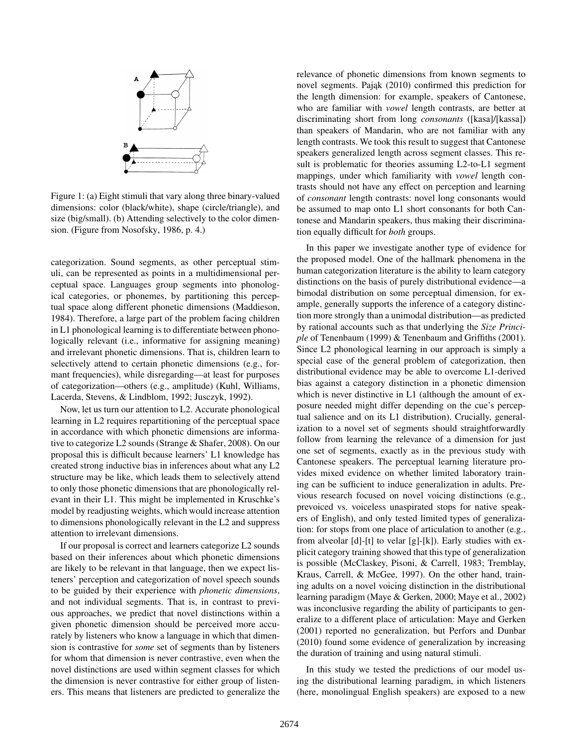Figure 1: (a) Eight stimuli that vary along three binary-valued dimensions: color (black/white), shape (circle/triangle), and size (big/small). (b) Attending selectively to the color dimension. (Figure from Nosofsky, 1986, p. 4.)

categorization. Sound segments, as other perceptual stimuli, can be represented as points in a multidimensional perceptual space. Languages group segments into phonological categories, or phonemes, by partitioning this perceptual space along different phonetic dimensions (Maddieson, 1984). Therefore, a large part of the problem facing children in L1 phonological learning is to differentiate between phonologically relevant (i.e., informative for assigning meaning) and irrelevant phonetic dimensions. That is, children learn to selectively attend to certain phonetic dimensions (e.g., formant frequencies), while disregarding—at least for purposes of categorization—others (e.g., amplitude) (Kuhl, Williams, Lacerda, Stevens, & Lindblom, 1992; Jusczyk, 1992).

Now, let us turn our attention to L2. Accurate phonological learning in L2 requires repartitioning of the perceptual space in accordance with which phonetic dimensions are informative to categorize L2 sounds (Strange & Shafer, 2008). On our proposal this is difficult because learners' L1 knowledge has created strong inductive bias in inferences about what any L2 structure may be like, which leads them to selectively attend to only those phonetic dimensions that are phonologically relevant in their L1. This might be implemented in Kruschke's model by readjusting weights, which would increase attention to dimensions phonologically relevant in the L2 and suppress attention to irrelevant dimensions.

If our proposal is correct and learners categorize L2 sounds based on their inferences about which phonetic dimensions are likely to be relevant in that language, then we expect listeners' perception and categorization of novel speech sounds to be guided by their experience with *phonetic dimensions*, and not individual segments. That is, in contrast to previous approaches, we predict that novel distinctions within a given phonetic dimension should be perceived more accurately by listeners who know a language in which that dimension is contrastive for *some* set of segments than by listeners for whom that dimension is never contrastive, even when the novel distinctions are used within segment classes for which the dimension is never contrastive for either group of listeners. This means that listeners are predicted to generalize the relevance of phonetic dimensions from known segments to novel segments. Pająk (2010) confirmed this prediction for the length dimension: for example, speakers of Cantonese, who are familiar with *vowel* length contrasts, are better at discriminating short from long *consonants* ([kasa]/[kassa]) than speakers of Mandarin, who are not familiar with any length contrasts. We took this result to suggest that Cantonese speakers generalized length across segment classes. This result is problematic for theories assuming L2-to-L1 segment mappings, under which familiarity with *vowel* length contrasts should not have any effect on perception and learning of *consonant* length contrasts: novel long consonants would be assumed to map onto L1 short consonants for both Cantonese and Mandarin speakers, thus making their discrimination equally difficult for *both* groups.

In this paper we investigate another type of evidence for the proposed model. One of the hallmark phenomena in the human categorization literature is the ability to learn category distinctions on the basis of purely distributional evidence—a bimodal distribution on some perceptual dimension, for example, generally supports the inference of a category distinction more strongly than a unimodal distribution—as predicted by rational accounts such as that underlying the *Size Principle* of Tenenbaum (1999) & Tenenbaum and Griffiths (2001). Since L2 phonological learning in our approach is simply a special case of the general problem of categorization, then distributional evidence may be able to overcome L1-derived bias against a category distinction in a phonetic dimension which is never distinctive in L1 (although the amount of exposure needed might differ depending on the cue's perceptual salience and on its L1 distribution). Crucially, generalization to a novel set of segments should straightforwardly follow from learning the relevance of a dimension for just one set of segments, exactly as in the previous study with Cantonese speakers. The perceptual learning literature provides mixed evidence on whether limited laboratory training can be sufficient to induce generalization in adults. Previous research focused on novel voicing distinctions (e.g., prevoiced vs. voiceless unaspirated stops for native speakers of English), and only tested limited types of generalization: for stops from one place of articulation to another (e.g., from alveolar [d]-[t] to velar [g]-[k]). Early studies with explicit category training showed that this type of generalization is possible (McClaskey, Pisoni, & Carrell, 1983; Tremblay, Kraus, Carrell, & McGee, 1997). On the other hand, training adults on a novel voicing distinction in the distributional learning paradigm (Maye & Gerken, 2000; Maye et al., 2002) was inconclusive regarding the ability of participants to generalize to a different place of articulation: Maye and Gerken (2001) reported no generalization, but Perfors and Dunbar (2010) found some evidence of generalization by increasing the duration of training and using natural stimuli.

In this study we tested the predictions of our model using the distributional learning paradigm, in which listeners (here, monolingual English speakers) are exposed to a new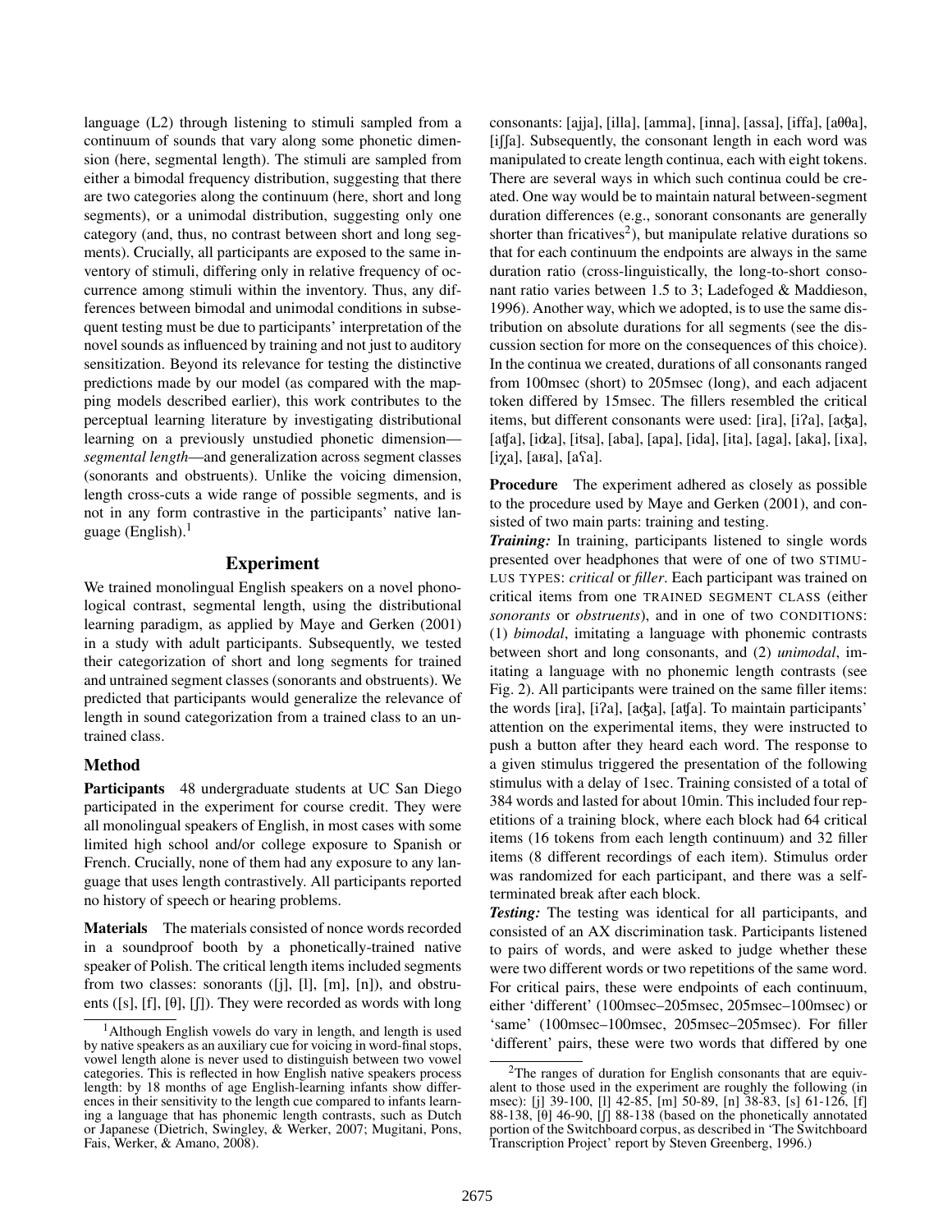language (L2) through listening to stimuli sampled from a continuum of sounds that vary along some phonetic dimension (here, segmental length). The stimuli are sampled from either a bimodal frequency distribution, suggesting that there are two categories along the continuum (here, short and long segments), or a unimodal distribution, suggesting only one category (and, thus, no contrast between short and long segments). Crucially, all participants are exposed to the same inventory of stimuli, differing only in relative frequency of occurrence among stimuli within the inventory. Thus, any differences between bimodal and unimodal conditions in subsequent testing must be due to participants' interpretation of the novel sounds as influenced by training and not just to auditory sensitization. Beyond its relevance for testing the distinctive predictions made by our model (as compared with the mapping models described earlier), this work contributes to the perceptual learning literature by investigating distributional learning on a previously unstudied phonetic dimension—*segmental length*—and generalization across segment classes (sonorants and obstruents). Unlike the voicing dimension, length cross-cuts a wide range of possible segments, and is not in any form contrastive in the participants' native language (English).[1]

## Experiment

We trained monolingual English speakers on a novel phonological contrast, segmental length, using the distributional learning paradigm, as applied by Maye and Gerken (2001) in a study with adult participants. Subsequently, we tested their categorization of short and long segments for trained and untrained segment classes (sonorants and obstruents). We predicted that participants would generalize the relevance of length in sound categorization from a trained class to an untrained class.

### Method

**Participants** 48 undergraduate students at UC San Diego participated in the experiment for course credit. They were all monolingual speakers of English, in most cases with some limited high school and/or college exposure to Spanish or French. Crucially, none of them had any exposure to any language that uses length contrastively. All participants reported no history of speech or hearing problems.

**Materials** The materials consisted of nonce words recorded in a soundproof booth by a phonetically-trained native speaker of Polish. The critical length items included segments from two classes: sonorants ([j], [l], [m], [n]), and obstruents ([s], [f], [θ], [ʃ]). They were recorded as words with long consonants: [ajja], [illa], [amma], [inna], [assa], [iffa], [aθθa], [iʃʃa]. Subsequently, the consonant length in each word was manipulated to create length continua, each with eight tokens. There are several ways in which such continua could be created. One way would be to maintain natural between-segment duration differences (e.g., sonorant consonants are generally shorter than fricatives[2]), but manipulate relative durations so that for each continuum the endpoints are always in the same duration ratio (cross-linguistically, the long-to-short consonant ratio varies between 1.5 to 3; Ladefoged & Maddieson, 1996). Another way, which we adopted, is to use the same distribution on absolute durations for all segments (see the discussion section for more on the consequences of this choice). In the continua we created, durations of all consonants ranged from 100msec (short) to 205msec (long), and each adjacent token differed by 15msec. The fillers resembled the critical items, but different consonants were used: [ira], [iʔa], [aʤa], [aʧa], [iʥa], [itsa], [aba], [apa], [ida], [ita], [aga], [aka], [ixa], [iχa], [aʁa], [aʕa].

**Procedure** The experiment adhered as closely as possible to the procedure used by Maye and Gerken (2001), and consisted of two main parts: training and testing.

***Training:*** In training, participants listened to single words presented over headphones that were of one of two STIMULUS TYPES: *critical* or *filler*. Each participant was trained on critical items from one TRAINED SEGMENT CLASS (either *sonorants* or *obstruents*), and in one of two CONDITIONS: (1) *bimodal*, imitating a language with phonemic contrasts between short and long consonants, and (2) *unimodal*, imitating a language with no phonemic length contrasts (see Fig. 2). All participants were trained on the same filler items: the words [ira], [iʔa], [aʤa], [aʧa]. To maintain participants' attention on the experimental items, they were instructed to push a button after they heard each word. The response to a given stimulus triggered the presentation of the following stimulus with a delay of 1sec. Training consisted of a total of 384 words and lasted for about 10min. This included four repetitions of a training block, where each block had 64 critical items (16 tokens from each length continuum) and 32 filler items (8 different recordings of each item). Stimulus order was randomized for each participant, and there was a self-terminated break after each block.

***Testing:*** The testing was identical for all participants, and consisted of an AX discrimination task. Participants listened to pairs of words, and were asked to judge whether these were two different words or two repetitions of the same word. For critical pairs, these were endpoints of each continuum, either 'different' (100msec–205msec, 205msec–100msec) or 'same' (100msec–100msec, 205msec–205msec). For filler 'different' pairs, these were two words that differed by one

[1] Although English vowels do vary in length, and length is used by native speakers as an auxiliary cue for voicing in word-final stops, vowel length alone is never used to distinguish between two vowel categories. This is reflected in how English native speakers process length: by 18 months of age English-learning infants show differences in their sensitivity to the length cue compared to infants learning a language that has phonemic length contrasts, such as Dutch or Japanese (Dietrich, Swingley, & Werker, 2007; Mugitani, Pons, Fais, Werker, & Amano, 2008).

[2] The ranges of duration for English consonants that are equivalent to those used in the experiment are roughly the following (in msec): [j] 39-100, [l] 42-85, [m] 50-89, [n] 38-83, [s] 61-126, [f] 88-138, [θ] 46-90, [ʃ] 88-138 (based on the phonetically annotated portion of the Switchboard corpus, as described in 'The Switchboard Transcription Project' report by Steven Greenberg, 1996.)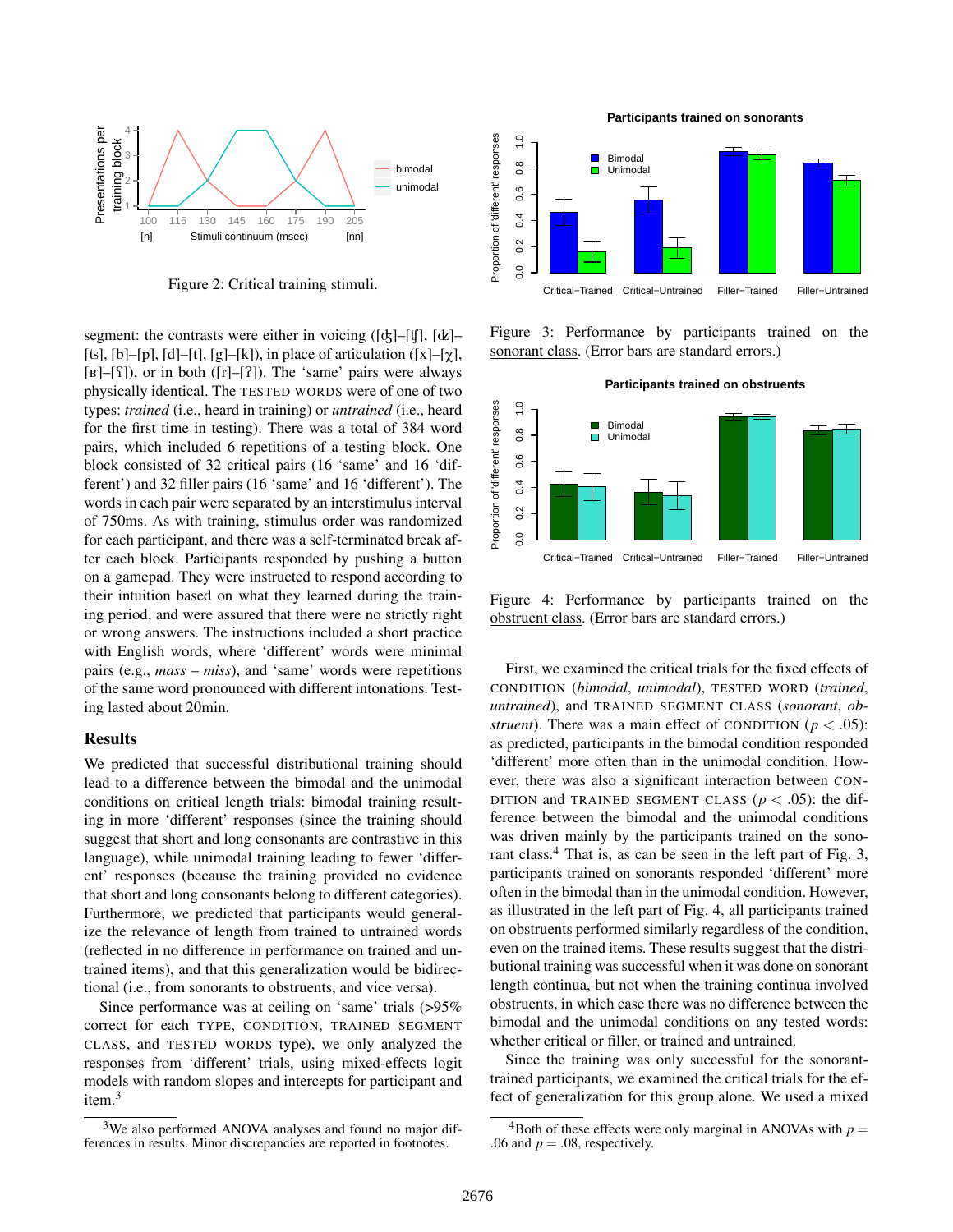Figure 2: Critical training stimuli.

segment: the contrasts were either in voicing ([ʤ]–[ʧ], [ʣ]–[ts], [b]–[p], [d]–[t], [g]–[k]), in place of articulation ([x]–[χ], [ʁ]–[ʕ]), or in both ([ɾ]–[ʔ]). The 'same' pairs were always physically identical. The TESTED WORDS were of one of two types: *trained* (i.e., heard in training) or *untrained* (i.e., heard for the first time in testing). There was a total of 384 word pairs, which included 6 repetitions of a testing block. One block consisted of 32 critical pairs (16 'same' and 16 'different') and 32 filler pairs (16 'same' and 16 'different'). The words in each pair were separated by an interstimulus interval of 750ms. As with training, stimulus order was randomized for each participant, and there was a self-terminated break after each block. Participants responded by pushing a button on a gamepad. They were instructed to respond according to their intuition based on what they learned during the training period, and were assured that there were no strictly right or wrong answers. The instructions included a short practice with English words, where 'different' words were minimal pairs (e.g., *mass* – *miss*), and 'same' words were repetitions of the same word pronounced with different intonations. Testing lasted about 20min.

## Results

We predicted that successful distributional training should lead to a difference between the bimodal and the unimodal conditions on critical length trials: bimodal training resulting in more 'different' responses (since the training should suggest that short and long consonants are contrastive in this language), while unimodal training leading to fewer 'different' responses (because the training provided no evidence that short and long consonants belong to different categories). Furthermore, we predicted that participants would generalize the relevance of length from trained to untrained words (reflected in no difference in performance on trained and untrained items), and that this generalization would be bidirectional (i.e., from sonorants to obstruents, and vice versa).

Since performance was at ceiling on 'same' trials (>95% correct for each TYPE, CONDITION, TRAINED SEGMENT CLASS, and TESTED WORDS type), we only analyzed the responses from 'different' trials, using mixed-effects logit models with random slopes and intercepts for participant and item.[3]

[3]We also performed ANOVA analyses and found no major differences in results. Minor discrepancies are reported in footnotes.

Figure 3: Performance by participants trained on the sonorant class. (Error bars are standard errors.)

Figure 4: Performance by participants trained on the obstruent class. (Error bars are standard errors.)

First, we examined the critical trials for the fixed effects of CONDITION (*bimodal*, *unimodal*), TESTED WORD (*trained*, *untrained*), and TRAINED SEGMENT CLASS (*sonorant*, *obstruent*). There was a main effect of CONDITION ($p < .05$): as predicted, participants in the bimodal condition responded 'different' more often than in the unimodal condition. However, there was also a significant interaction between CONDITION and TRAINED SEGMENT CLASS ($p < .05$): the difference between the bimodal and the unimodal conditions was driven mainly by the participants trained on the sonorant class.[4] That is, as can be seen in the left part of Fig. 3, participants trained on sonorants responded 'different' more often in the bimodal than in the unimodal condition. However, as illustrated in the left part of Fig. 4, all participants trained on obstruents performed similarly regardless of the condition, even on the trained items. These results suggest that the distributional training was successful when it was done on sonorant length continua, but not when the training continua involved obstruents, in which case there was no difference between the bimodal and the unimodal conditions on any tested words: whether critical or filler, or trained and untrained.

Since the training was only successful for the sonorant-trained participants, we examined the critical trials for the effect of generalization for this group alone. We used a mixed

[4]Both of these effects were only marginal in ANOVAs with $p = .06$ and $p = .08$, respectively.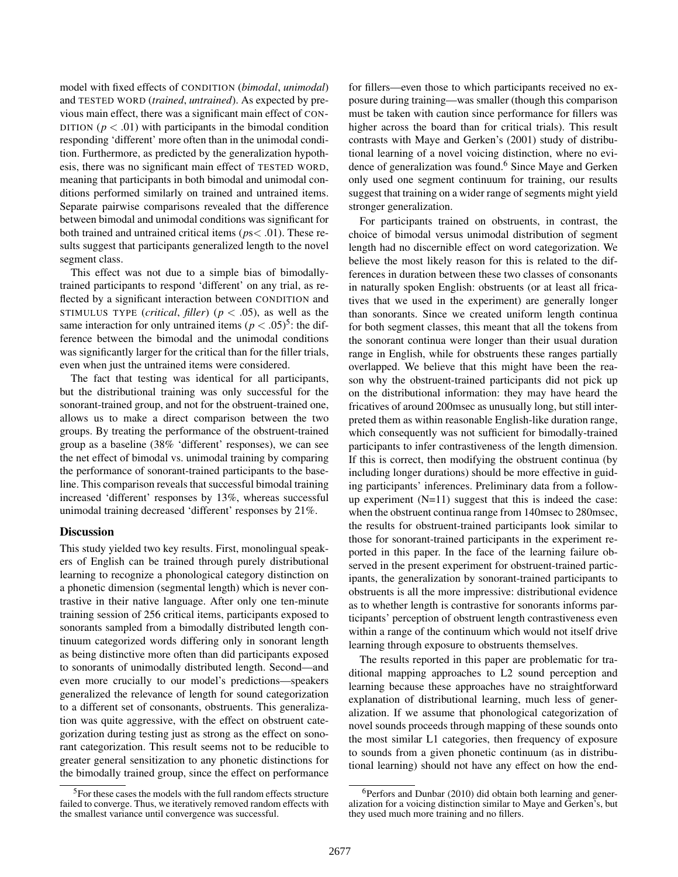model with fixed effects of CONDITION (*bimodal*, *unimodal*) and TESTED WORD (*trained*, *untrained*). As expected by previous main effect, there was a significant main effect of CONDITION ($p < .01$) with participants in the bimodal condition responding 'different' more often than in the unimodal condition. Furthermore, as predicted by the generalization hypothesis, there was no significant main effect of TESTED WORD, meaning that participants in both bimodal and unimodal conditions performed similarly on trained and untrained items. Separate pairwise comparisons revealed that the difference between bimodal and unimodal conditions was significant for both trained and untrained critical items ($p$s$< .01$). These results suggest that participants generalized length to the novel segment class.

This effect was not due to a simple bias of bimodally-trained participants to respond 'different' on any trial, as reflected by a significant interaction between CONDITION and STIMULUS TYPE (*critical*, *filler*) ($p < .05$), as well as the same interaction for only untrained items ($p < .05$)[5]: the difference between the bimodal and the unimodal conditions was significantly larger for the critical than for the filler trials, even when just the untrained items were considered.

The fact that testing was identical for all participants, but the distributional training was only successful for the sonorant-trained group, and not for the obstruent-trained one, allows us to make a direct comparison between the two groups. By treating the performance of the obstruent-trained group as a baseline (38% 'different' responses), we can see the net effect of bimodal vs. unimodal training by comparing the performance of sonorant-trained participants to the baseline. This comparison reveals that successful bimodal training increased 'different' responses by 13%, whereas successful unimodal training decreased 'different' responses by 21%.

## Discussion

This study yielded two key results. First, monolingual speakers of English can be trained through purely distributional learning to recognize a phonological category distinction on a phonetic dimension (segmental length) which is never contrastive in their native language. After only one ten-minute training session of 256 critical items, participants exposed to sonorants sampled from a bimodally distributed length continuum categorized words differing only in sonorant length as being distinctive more often than did participants exposed to sonorants of unimodally distributed length. Second—and even more crucially to our model's predictions—speakers generalized the relevance of length for sound categorization to a different set of consonants, obstruents. This generalization was quite aggressive, with the effect on obstruent categorization during testing just as strong as the effect on sonorant categorization. This result seems not to be reducible to greater general sensitization to any phonetic distinctions for the bimodally trained group, since the effect on performance for fillers—even those to which participants received no exposure during training—was smaller (though this comparison must be taken with caution since performance for fillers was higher across the board than for critical trials). This result contrasts with Maye and Gerken's (2001) study of distributional learning of a novel voicing distinction, where no evidence of generalization was found.[6] Since Maye and Gerken only used one segment continuum for training, our results suggest that training on a wider range of segments might yield stronger generalization.

For participants trained on obstruents, in contrast, the choice of bimodal versus unimodal distribution of segment length had no discernible effect on word categorization. We believe the most likely reason for this is related to the differences in duration between these two classes of consonants in naturally spoken English: obstruents (or at least all fricatives that we used in the experiment) are generally longer than sonorants. Since we created uniform length continua for both segment classes, this meant that all the tokens from the sonorant continua were longer than their usual duration range in English, while for obstruents these ranges partially overlapped. We believe that this might have been the reason why the obstruent-trained participants did not pick up on the distributional information: they may have heard the fricatives of around 200msec as unusually long, but still interpreted them as within reasonable English-like duration range, which consequently was not sufficient for bimodally-trained participants to infer contrastiveness of the length dimension. If this is correct, then modifying the obstruent continua (by including longer durations) should be more effective in guiding participants' inferences. Preliminary data from a follow-up experiment (N=11) suggest that this is indeed the case: when the obstruent continua range from 140msec to 280msec, the results for obstruent-trained participants look similar to those for sonorant-trained participants in the experiment reported in this paper. In the face of the learning failure observed in the present experiment for obstruent-trained participants, the generalization by sonorant-trained participants to obstruents is all the more impressive: distributional evidence as to whether length is contrastive for sonorants informs participants' perception of obstruent length contrastiveness even within a range of the continuum which would not itself drive learning through exposure to obstruents themselves.

The results reported in this paper are problematic for traditional mapping approaches to L2 sound perception and learning because these approaches have no straightforward explanation of distributional learning, much less of generalization. If we assume that phonological categorization of novel sounds proceeds through mapping of these sounds onto the most similar L1 categories, then frequency of exposure to sounds from a given phonetic continuum (as in distributional learning) should not have any effect on how the end-

[5] For these cases the models with the full random effects structure failed to converge. Thus, we iteratively removed random effects with the smallest variance until convergence was successful.

[6] Perfors and Dunbar (2010) did obtain both learning and generalization for a voicing distinction similar to Maye and Gerken's, but they used much more training and no fillers.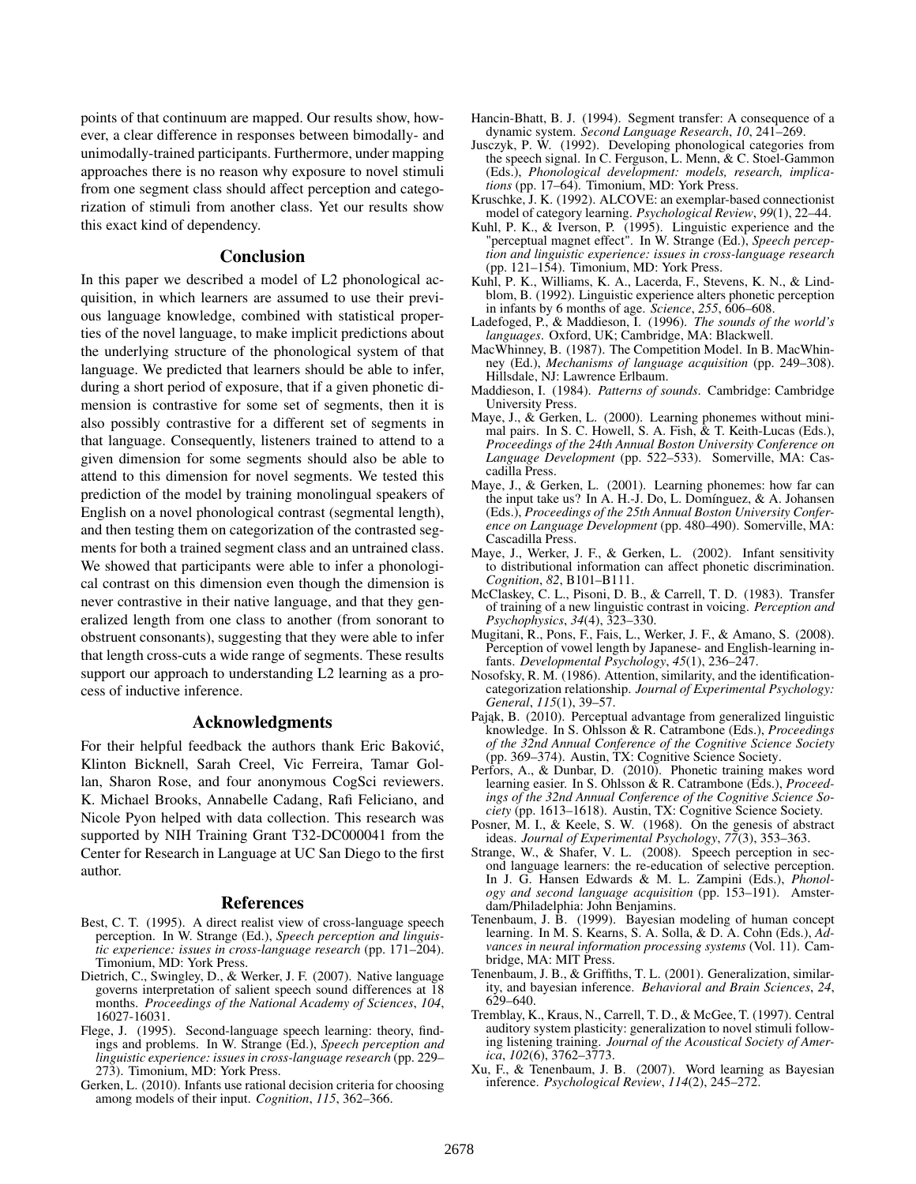points of that continuum are mapped. Our results show, however, a clear difference in responses between bimodally- and unimodally-trained participants. Furthermore, under mapping approaches there is no reason why exposure to novel stimuli from one segment class should affect perception and categorization of stimuli from another class. Yet our results show this exact kind of dependency.

## Conclusion

In this paper we described a model of L2 phonological acquisition, in which learners are assumed to use their previous language knowledge, combined with statistical properties of the novel language, to make implicit predictions about the underlying structure of the phonological system of that language. We predicted that learners should be able to infer, during a short period of exposure, that if a given phonetic dimension is contrastive for some set of segments, then it is also possibly contrastive for a different set of segments in that language. Consequently, listeners trained to attend to a given dimension for some segments should also be able to attend to this dimension for novel segments. We tested this prediction of the model by training monolingual speakers of English on a novel phonological contrast (segmental length), and then testing them on categorization of the contrasted segments for both a trained segment class and an untrained class. We showed that participants were able to infer a phonological contrast on this dimension even though the dimension is never contrastive in their native language, and that they generalized length from one class to another (from sonorant to obstruent consonants), suggesting that they were able to infer that length cross-cuts a wide range of segments. These results support our approach to understanding L2 learning as a process of inductive inference.

## Acknowledgments

For their helpful feedback the authors thank Eric Baković, Klinton Bicknell, Sarah Creel, Vic Ferreira, Tamar Gollan, Sharon Rose, and four anonymous CogSci reviewers. K. Michael Brooks, Annabelle Cadang, Rafi Feliciano, and Nicole Pyon helped with data collection. This research was supported by NIH Training Grant T32-DC000041 from the Center for Research in Language at UC San Diego to the first author.

## References

Best, C. T. (1995). A direct realist view of cross-language speech perception. In W. Strange (Ed.), *Speech perception and linguistic experience: issues in cross-language research* (pp. 171–204). Timonium, MD: York Press.

Dietrich, C., Swingley, D., & Werker, J. F. (2007). Native language governs interpretation of salient speech sound differences at 18 months. *Proceedings of the National Academy of Sciences*, *104*, 16027-16031.

Flege, J. (1995). Second-language speech learning: theory, findings and problems. In W. Strange (Ed.), *Speech perception and linguistic experience: issues in cross-language research* (pp. 229–273). Timonium, MD: York Press.

Gerken, L. (2010). Infants use rational decision criteria for choosing among models of their input. *Cognition*, *115*, 362–366.

Hancin-Bhatt, B. J. (1994). Segment transfer: A consequence of a dynamic system. *Second Language Research*, *10*, 241–269.

Jusczyk, P. W. (1992). Developing phonological categories from the speech signal. In C. Ferguson, L. Menn, & C. Stoel-Gammon (Eds.), *Phonological development: models, research, implications* (pp. 17–64). Timonium, MD: York Press.

Kruschke, J. K. (1992). ALCOVE: an exemplar-based connectionist model of category learning. *Psychological Review*, *99*(1), 22–44.

Kuhl, P. K., & Iverson, P. (1995). Linguistic experience and the "perceptual magnet effect". In W. Strange (Ed.), *Speech perception and linguistic experience: issues in cross-language research* (pp. 121–154). Timonium, MD: York Press.

Kuhl, P. K., Williams, K. A., Lacerda, F., Stevens, K. N., & Lindblom, B. (1992). Linguistic experience alters phonetic perception in infants by 6 months of age. *Science*, *255*, 606–608.

Ladefoged, P., & Maddieson, I. (1996). *The sounds of the world's languages*. Oxford, UK; Cambridge, MA: Blackwell.

MacWhinney, B. (1987). The Competition Model. In B. MacWhinney (Ed.), *Mechanisms of language acquisition* (pp. 249–308). Hillsdale, NJ: Lawrence Erlbaum.

Maddieson, I. (1984). *Patterns of sounds*. Cambridge: Cambridge University Press.

Maye, J., & Gerken, L. (2000). Learning phonemes without minimal pairs. In S. C. Howell, S. A. Fish, & T. Keith-Lucas (Eds.), *Proceedings of the 24th Annual Boston University Conference on Language Development* (pp. 522–533). Somerville, MA: Cascadilla Press.

Maye, J., & Gerken, L. (2001). Learning phonemes: how far can the input take us? In A. H.-J. Do, L. Domínguez, & A. Johansen (Eds.), *Proceedings of the 25th Annual Boston University Conference on Language Development* (pp. 480–490). Somerville, MA: Cascadilla Press.

Maye, J., Werker, J. F., & Gerken, L. (2002). Infant sensitivity to distributional information can affect phonetic discrimination. *Cognition*, *82*, B101–B111.

McClaskey, C. L., Pisoni, D. B., & Carrell, T. D. (1983). Transfer of training of a new linguistic contrast in voicing. *Perception and Psychophysics*, *34*(4), 323–330.

Mugitani, R., Pons, F., Fais, L., Werker, J. F., & Amano, S. (2008). Perception of vowel length by Japanese- and English-learning infants. *Developmental Psychology*, *45*(1), 236–247.

Nosofsky, R. M. (1986). Attention, similarity, and the identification-categorization relationship. *Journal of Experimental Psychology: General*, *115*(1), 39–57.

Pająk, B. (2010). Perceptual advantage from generalized linguistic knowledge. In S. Ohlsson & R. Catrambone (Eds.), *Proceedings of the 32nd Annual Conference of the Cognitive Science Society* (pp. 369–374). Austin, TX: Cognitive Science Society.

Perfors, A., & Dunbar, D. (2010). Phonetic training makes word learning easier. In S. Ohlsson & R. Catrambone (Eds.), *Proceedings of the 32nd Annual Conference of the Cognitive Science Society* (pp. 1613–1618). Austin, TX: Cognitive Science Society.

Posner, M. I., & Keele, S. W. (1968). On the genesis of abstract ideas. *Journal of Experimental Psychology*, *77*(3), 353–363.

Strange, W., & Shafer, V. L. (2008). Speech perception in second language learners: the re-education of selective perception. In J. G. Hansen Edwards & M. L. Zampini (Eds.), *Phonology and second language acquisition* (pp. 153–191). Amsterdam/Philadelphia: John Benjamins.

Tenenbaum, J. B. (1999). Bayesian modeling of human concept learning. In M. S. Kearns, S. A. Solla, & D. A. Cohn (Eds.), *Advances in neural information processing systems* (Vol. 11). Cambridge, MA: MIT Press.

Tenenbaum, J. B., & Griffiths, T. L. (2001). Generalization, similarity, and bayesian inference. *Behavioral and Brain Sciences*, *24*, 629–640.

Tremblay, K., Kraus, N., Carrell, T. D., & McGee, T. (1997). Central auditory system plasticity: generalization to novel stimuli following listening training. *Journal of the Acoustical Society of America*, *102*(6), 3762–3773.

Xu, F., & Tenenbaum, J. B. (2007). Word learning as Bayesian inference. *Psychological Review*, *114*(2), 245–272.